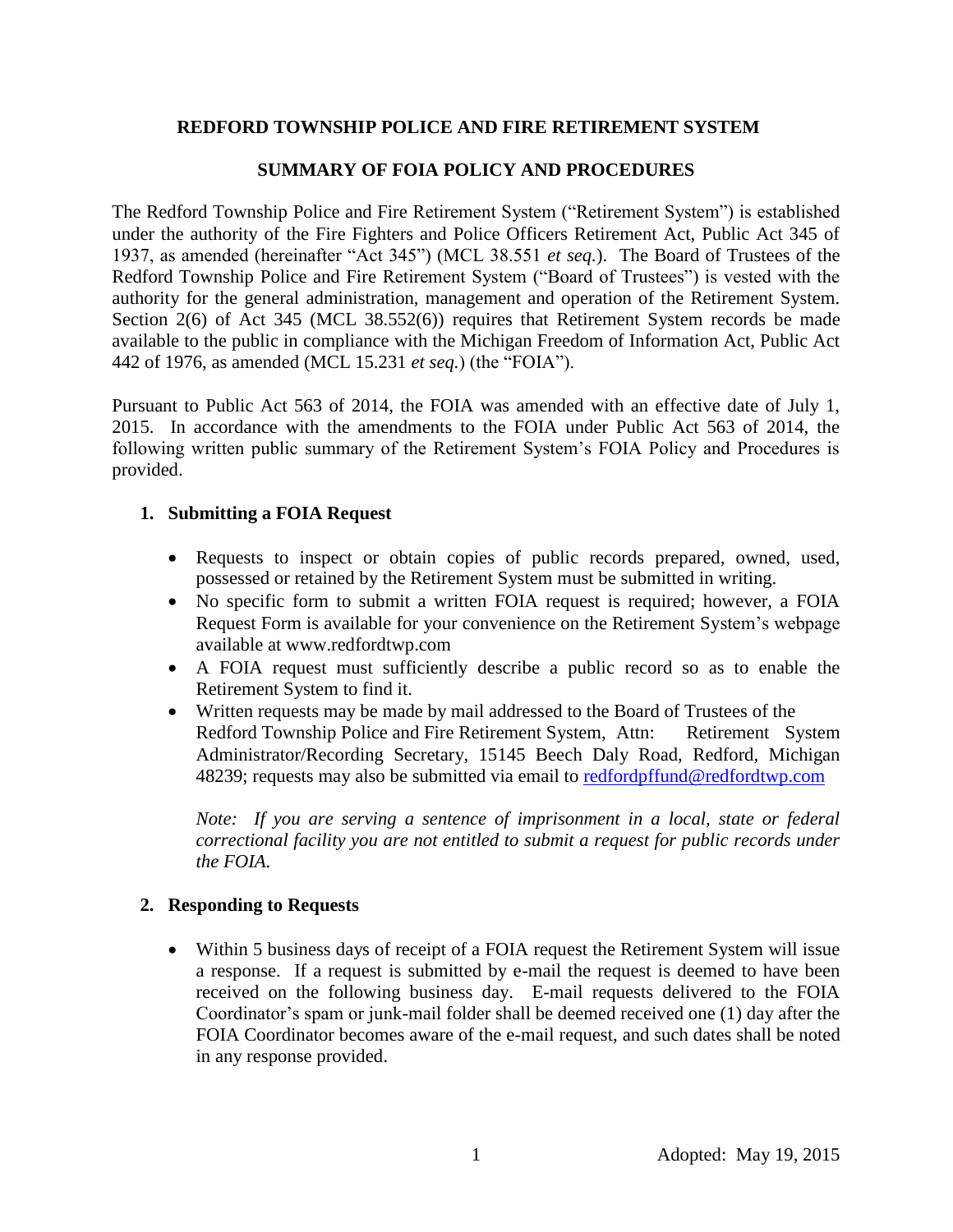**REDFORD TOWNSHIP POLICE AND FIRE RETIREMENT SYSTEM**

**SUMMARY OF FOIA POLICY AND PROCEDURES**

The Redford Township Police and Fire Retirement System ("Retirement System") is established under the authority of the Fire Fighters and Police Officers Retirement Act, Public Act 345 of 1937, as amended (hereinafter "Act 345") (MCL 38.551 *et seq.*). The Board of Trustees of the Redford Township Police and Fire Retirement System ("Board of Trustees") is vested with the authority for the general administration, management and operation of the Retirement System. Section 2(6) of Act 345 (MCL 38.552(6)) requires that Retirement System records be made available to the public in compliance with the Michigan Freedom of Information Act, Public Act 442 of 1976, as amended (MCL 15.231 *et seq.*) (the "FOIA").

Pursuant to Public Act 563 of 2014, the FOIA was amended with an effective date of July 1, 2015. In accordance with the amendments to the FOIA under Public Act 563 of 2014, the following written public summary of the Retirement System's FOIA Policy and Procedures is provided.

**1. Submitting a FOIA Request**

- Requests to inspect or obtain copies of public records prepared, owned, used, possessed or retained by the Retirement System must be submitted in writing.
- No specific form to submit a written FOIA request is required; however, a FOIA Request Form is available for your convenience on the Retirement System's webpage available at www.redfordtwp.com
- A FOIA request must sufficiently describe a public record so as to enable the Retirement System to find it.
- Written requests may be made by mail addressed to the Board of Trustees of the Redford Township Police and Fire Retirement System, Attn: Retirement System Administrator/Recording Secretary, 15145 Beech Daly Road, Redford, Michigan 48239; requests may also be submitted via email to redfordpffund@redfordtwp.com

  *Note: If you are serving a sentence of imprisonment in a local, state or federal correctional facility you are not entitled to submit a request for public records under the FOIA.*

**2. Responding to Requests**

- Within 5 business days of receipt of a FOIA request the Retirement System will issue a response. If a request is submitted by e-mail the request is deemed to have been received on the following business day. E-mail requests delivered to the FOIA Coordinator's spam or junk-mail folder shall be deemed received one (1) day after the FOIA Coordinator becomes aware of the e-mail request, and such dates shall be noted in any response provided.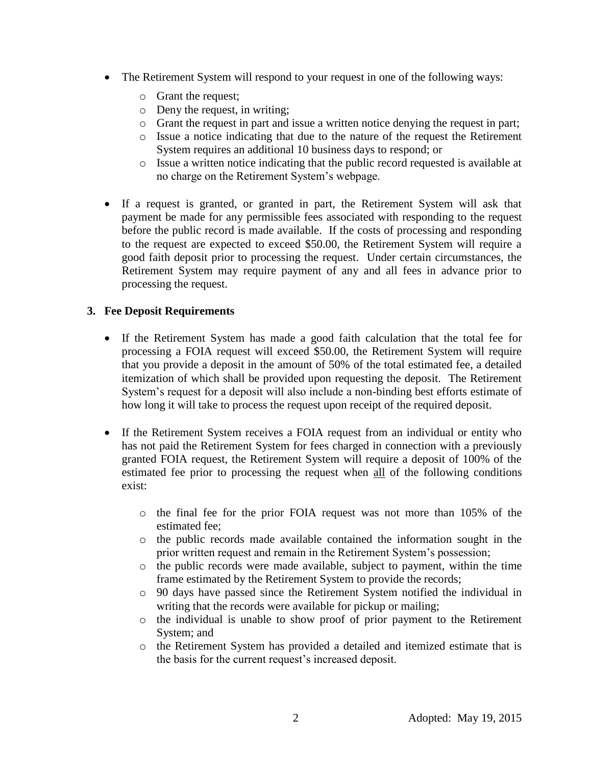- The Retirement System will respond to your request in one of the following ways:
  - Grant the request;
  - Deny the request, in writing;
  - Grant the request in part and issue a written notice denying the request in part;
  - Issue a notice indicating that due to the nature of the request the Retirement System requires an additional 10 business days to respond; or
  - Issue a written notice indicating that the public record requested is available at no charge on the Retirement System's webpage.

- If a request is granted, or granted in part, the Retirement System will ask that payment be made for any permissible fees associated with responding to the request before the public record is made available. If the costs of processing and responding to the request are expected to exceed $50.00, the Retirement System will require a good faith deposit prior to processing the request. Under certain circumstances, the Retirement System may require payment of any and all fees in advance prior to processing the request.

### 3. Fee Deposit Requirements

- If the Retirement System has made a good faith calculation that the total fee for processing a FOIA request will exceed $50.00, the Retirement System will require that you provide a deposit in the amount of 50% of the total estimated fee, a detailed itemization of which shall be provided upon requesting the deposit. The Retirement System's request for a deposit will also include a non-binding best efforts estimate of how long it will take to process the request upon receipt of the required deposit.

- If the Retirement System receives a FOIA request from an individual or entity who has not paid the Retirement System for fees charged in connection with a previously granted FOIA request, the Retirement System will require a deposit of 100% of the estimated fee prior to processing the request when <u>all</u> of the following conditions exist:
  - the final fee for the prior FOIA request was not more than 105% of the estimated fee;
  - the public records made available contained the information sought in the prior written request and remain in the Retirement System's possession;
  - the public records were made available, subject to payment, within the time frame estimated by the Retirement System to provide the records;
  - 90 days have passed since the Retirement System notified the individual in writing that the records were available for pickup or mailing;
  - the individual is unable to show proof of prior payment to the Retirement System; and
  - the Retirement System has provided a detailed and itemized estimate that is the basis for the current request's increased deposit.

Adopted: May 19, 2015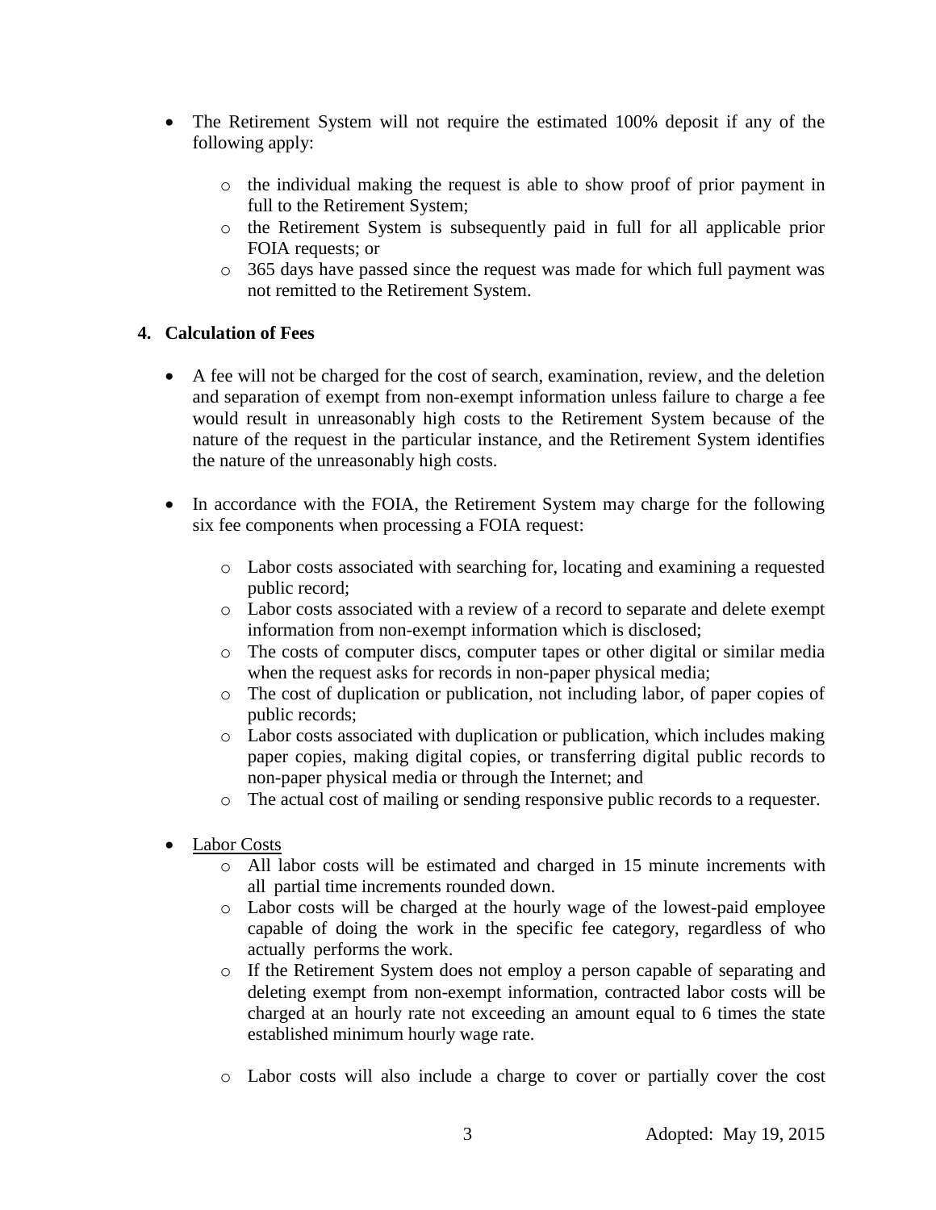- The Retirement System will not require the estimated 100% deposit if any of the following apply:

    - the individual making the request is able to show proof of prior payment in full to the Retirement System;
    - the Retirement System is subsequently paid in full for all applicable prior FOIA requests; or
    - 365 days have passed since the request was made for which full payment was not remitted to the Retirement System.

**4. Calculation of Fees**

- A fee will not be charged for the cost of search, examination, review, and the deletion and separation of exempt from non-exempt information unless failure to charge a fee would result in unreasonably high costs to the Retirement System because of the nature of the request in the particular instance, and the Retirement System identifies the nature of the unreasonably high costs.

- In accordance with the FOIA, the Retirement System may charge for the following six fee components when processing a FOIA request:

    - Labor costs associated with searching for, locating and examining a requested public record;
    - Labor costs associated with a review of a record to separate and delete exempt information from non-exempt information which is disclosed;
    - The costs of computer discs, computer tapes or other digital or similar media when the request asks for records in non-paper physical media;
    - The cost of duplication or publication, not including labor, of paper copies of public records;
    - Labor costs associated with duplication or publication, which includes making paper copies, making digital copies, or transferring digital public records to non-paper physical media or through the Internet; and
    - The actual cost of mailing or sending responsive public records to a requester.

- <u>Labor Costs</u>
    - All labor costs will be estimated and charged in 15 minute increments with all partial time increments rounded down.
    - Labor costs will be charged at the hourly wage of the lowest-paid employee capable of doing the work in the specific fee category, regardless of who actually performs the work.
    - If the Retirement System does not employ a person capable of separating and deleting exempt from non-exempt information, contracted labor costs will be charged at an hourly rate not exceeding an amount equal to 6 times the state established minimum hourly wage rate.

    - Labor costs will also include a charge to cover or partially cover the cost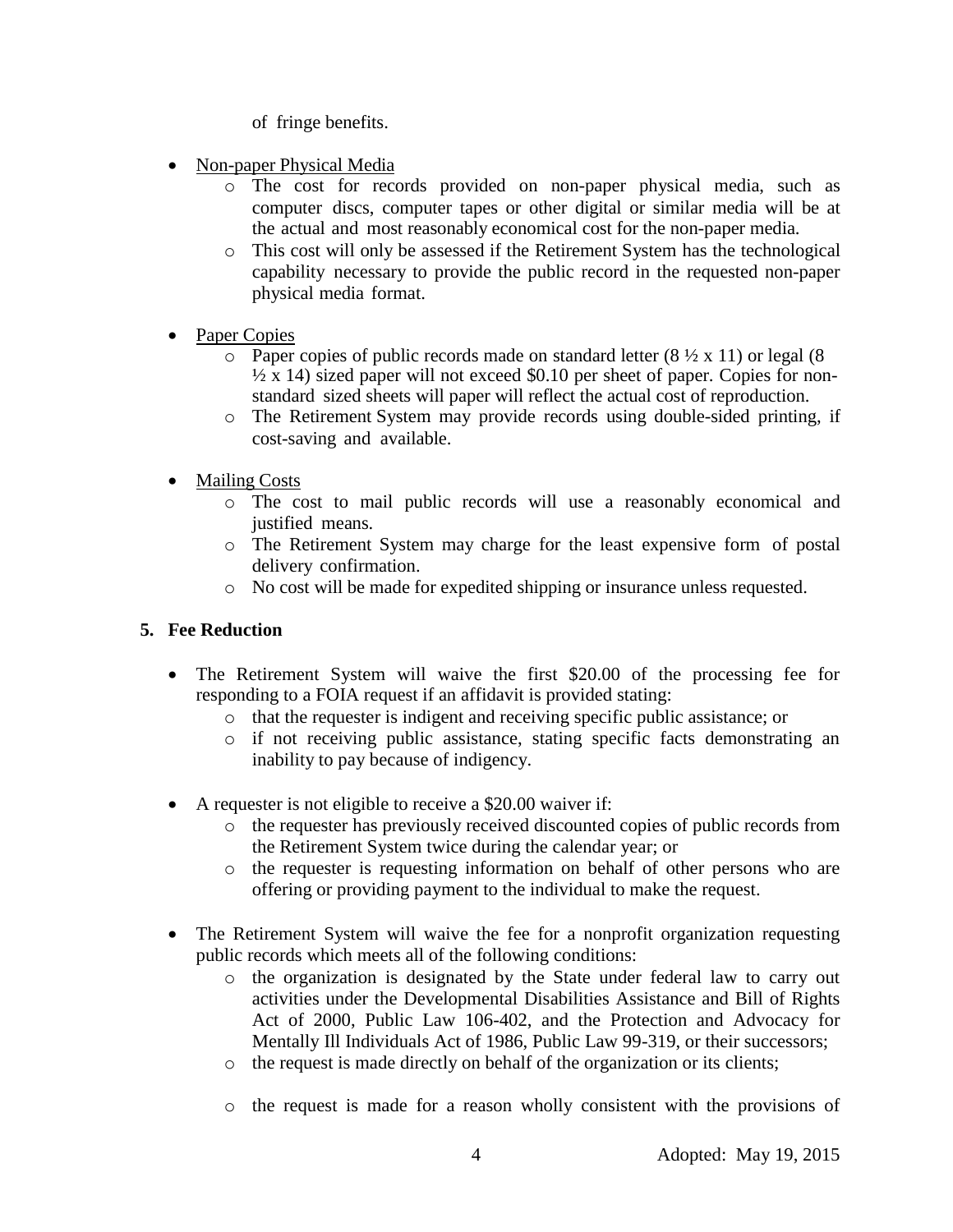of fringe benefits.

- Non-paper Physical Media
  - The cost for records provided on non-paper physical media, such as computer discs, computer tapes or other digital or similar media will be at the actual and most reasonably economical cost for the non-paper media.
  - This cost will only be assessed if the Retirement System has the technological capability necessary to provide the public record in the requested non-paper physical media format.

- Paper Copies
  - Paper copies of public records made on standard letter (8 ½ x 11) or legal (8 ½ x 14) sized paper will not exceed $0.10 per sheet of paper. Copies for non-standard sized sheets will paper will reflect the actual cost of reproduction.
  - The Retirement System may provide records using double-sided printing, if cost-saving and available.

- Mailing Costs
  - The cost to mail public records will use a reasonably economical and justified means.
  - The Retirement System may charge for the least expensive form of postal delivery confirmation.
  - No cost will be made for expedited shipping or insurance unless requested.

## 5. Fee Reduction

- The Retirement System will waive the first $20.00 of the processing fee for responding to a FOIA request if an affidavit is provided stating:
  - that the requester is indigent and receiving specific public assistance; or
  - if not receiving public assistance, stating specific facts demonstrating an inability to pay because of indigency.

- A requester is not eligible to receive a $20.00 waiver if:
  - the requester has previously received discounted copies of public records from the Retirement System twice during the calendar year; or
  - the requester is requesting information on behalf of other persons who are offering or providing payment to the individual to make the request.

- The Retirement System will waive the fee for a nonprofit organization requesting public records which meets all of the following conditions:
  - the organization is designated by the State under federal law to carry out activities under the Developmental Disabilities Assistance and Bill of Rights Act of 2000, Public Law 106-402, and the Protection and Advocacy for Mentally Ill Individuals Act of 1986, Public Law 99-319, or their successors;
  - the request is made directly on behalf of the organization or its clients;
  - the request is made for a reason wholly consistent with the provisions of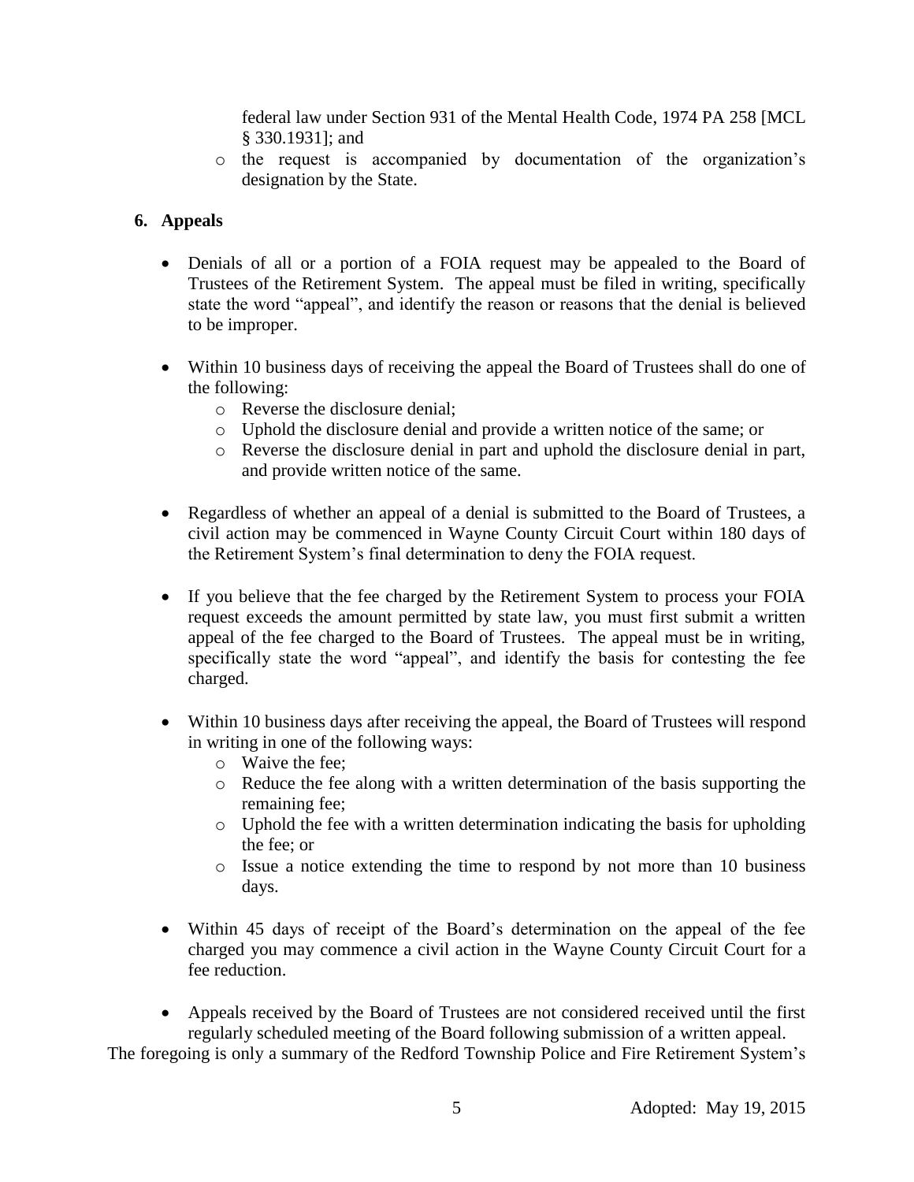federal law under Section 931 of the Mental Health Code, 1974 PA 258 [MCL § 330.1931]; and

- the request is accompanied by documentation of the organization's designation by the State.

**6. Appeals**

- Denials of all or a portion of a FOIA request may be appealed to the Board of Trustees of the Retirement System. The appeal must be filed in writing, specifically state the word "appeal", and identify the reason or reasons that the denial is believed to be improper.

- Within 10 business days of receiving the appeal the Board of Trustees shall do one of the following:
  - Reverse the disclosure denial;
  - Uphold the disclosure denial and provide a written notice of the same; or
  - Reverse the disclosure denial in part and uphold the disclosure denial in part, and provide written notice of the same.

- Regardless of whether an appeal of a denial is submitted to the Board of Trustees, a civil action may be commenced in Wayne County Circuit Court within 180 days of the Retirement System's final determination to deny the FOIA request.

- If you believe that the fee charged by the Retirement System to process your FOIA request exceeds the amount permitted by state law, you must first submit a written appeal of the fee charged to the Board of Trustees. The appeal must be in writing, specifically state the word "appeal", and identify the basis for contesting the fee charged.

- Within 10 business days after receiving the appeal, the Board of Trustees will respond in writing in one of the following ways:
  - Waive the fee;
  - Reduce the fee along with a written determination of the basis supporting the remaining fee;
  - Uphold the fee with a written determination indicating the basis for upholding the fee; or
  - Issue a notice extending the time to respond by not more than 10 business days.

- Within 45 days of receipt of the Board's determination on the appeal of the fee charged you may commence a civil action in the Wayne County Circuit Court for a fee reduction.

- Appeals received by the Board of Trustees are not considered received until the first regularly scheduled meeting of the Board following submission of a written appeal.

The foregoing is only a summary of the Redford Township Police and Fire Retirement System's

Adopted: May 19, 2015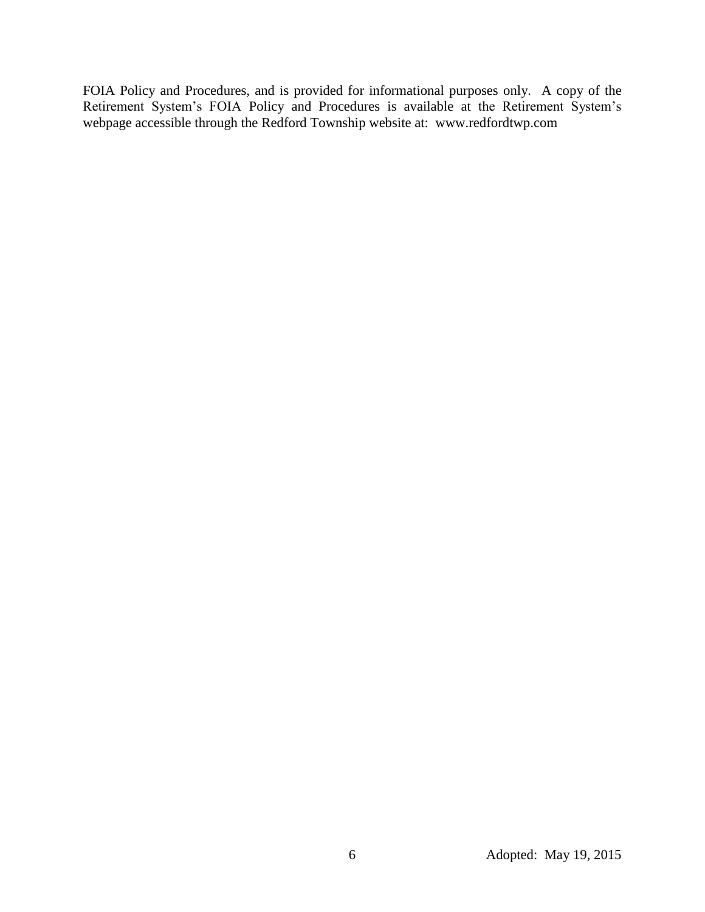FOIA Policy and Procedures, and is provided for informational purposes only. A copy of the Retirement System's FOIA Policy and Procedures is available at the Retirement System's webpage accessible through the Redford Township website at: www.redfordtwp.com